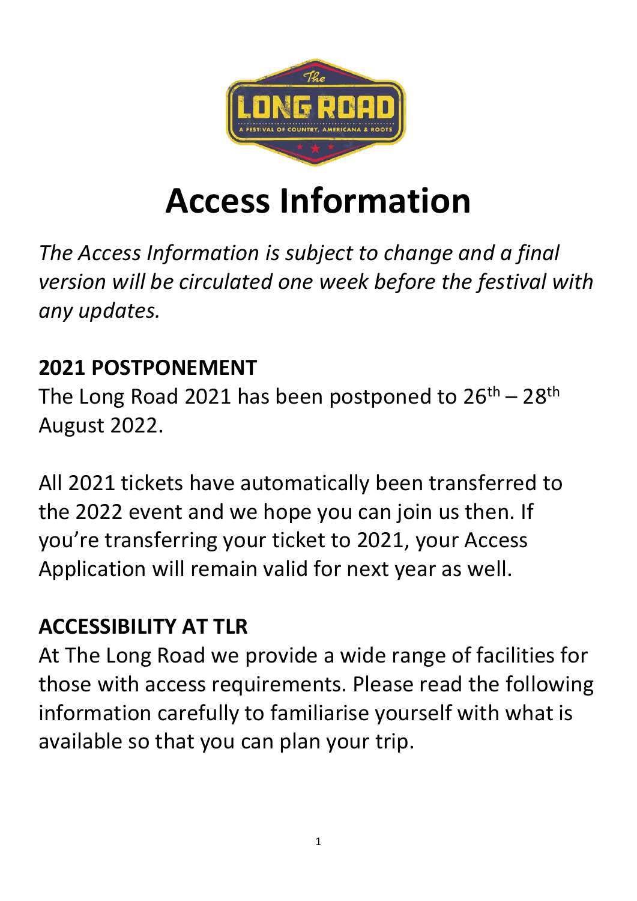# Access Information

*The Access Information is subject to change and a final version will be circulated one week before the festival with any updates.*

## 2021 POSTPONEMENT

The Long Road 2021 has been postponed to 26th – 28th August 2022.

All 2021 tickets have automatically been transferred to the 2022 event and we hope you can join us then. If you're transferring your ticket to 2021, your Access Application will remain valid for next year as well.

## ACCESSIBILITY AT TLR

At The Long Road we provide a wide range of facilities for those with access requirements. Please read the following information carefully to familiarise yourself with what is available so that you can plan your trip.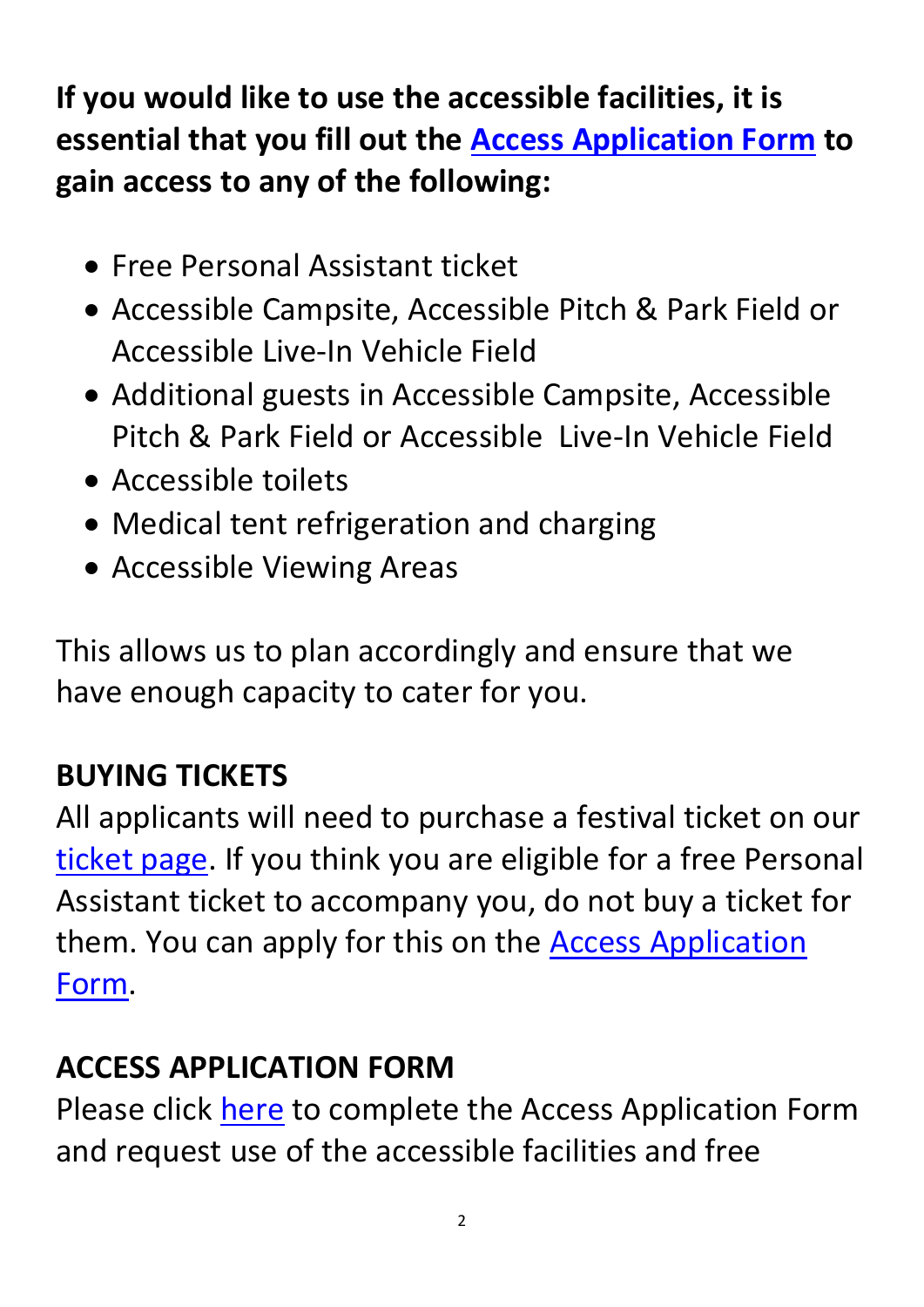**If you would like to use the accessible facilities, it is essential that you fill out the Access Application Form to gain access to any of the following:**

- Free Personal Assistant ticket
- Accessible Campsite, Accessible Pitch & Park Field or Accessible Live-In Vehicle Field
- Additional guests in Accessible Campsite, Accessible Pitch & Park Field or Accessible Live-In Vehicle Field
- Accessible toilets
- Medical tent refrigeration and charging
- Accessible Viewing Areas

This allows us to plan accordingly and ensure that we have enough capacity to cater for you.

## BUYING TICKETS

All applicants will need to purchase a festival ticket on our ticket page. If you think you are eligible for a free Personal Assistant ticket to accompany you, do not buy a ticket for them. You can apply for this on the Access Application Form.

## ACCESS APPLICATION FORM

Please click here to complete the Access Application Form and request use of the accessible facilities and free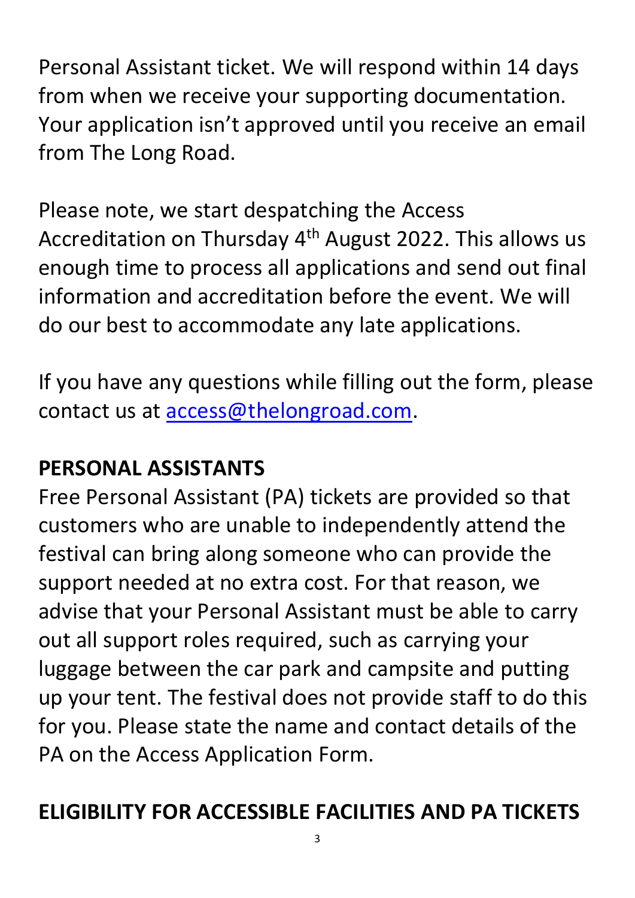Personal Assistant ticket. We will respond within 14 days from when we receive your supporting documentation. Your application isn't approved until you receive an email from The Long Road.

Please note, we start despatching the Access Accreditation on Thursday 4th August 2022. This allows us enough time to process all applications and send out final information and accreditation before the event. We will do our best to accommodate any late applications.

If you have any questions while filling out the form, please contact us at [access@thelongroad.com](mailto:access@thelongroad.com).

## PERSONAL ASSISTANTS

Free Personal Assistant (PA) tickets are provided so that customers who are unable to independently attend the festival can bring along someone who can provide the support needed at no extra cost. For that reason, we advise that your Personal Assistant must be able to carry out all support roles required, such as carrying your luggage between the car park and campsite and putting up your tent. The festival does not provide staff to do this for you. Please state the name and contact details of the PA on the Access Application Form.

## ELIGIBILITY FOR ACCESSIBLE FACILITIES AND PA TICKETS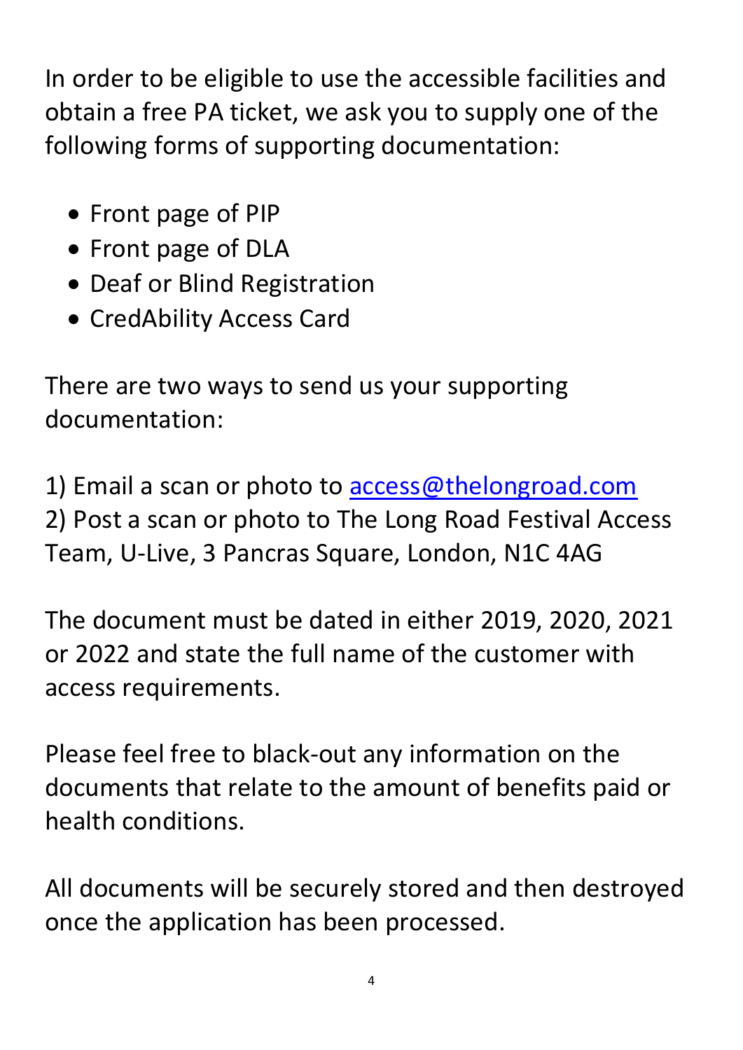In order to be eligible to use the accessible facilities and obtain a free PA ticket, we ask you to supply one of the following forms of supporting documentation:

- Front page of PIP
- Front page of DLA
- Deaf or Blind Registration
- CredAbility Access Card

There are two ways to send us your supporting documentation:

1) Email a scan or photo to access@thelongroad.com
2) Post a scan or photo to The Long Road Festival Access Team, U-Live, 3 Pancras Square, London, N1C 4AG

The document must be dated in either 2019, 2020, 2021 or 2022 and state the full name of the customer with access requirements.

Please feel free to black-out any information on the documents that relate to the amount of benefits paid or health conditions.

All documents will be securely stored and then destroyed once the application has been processed.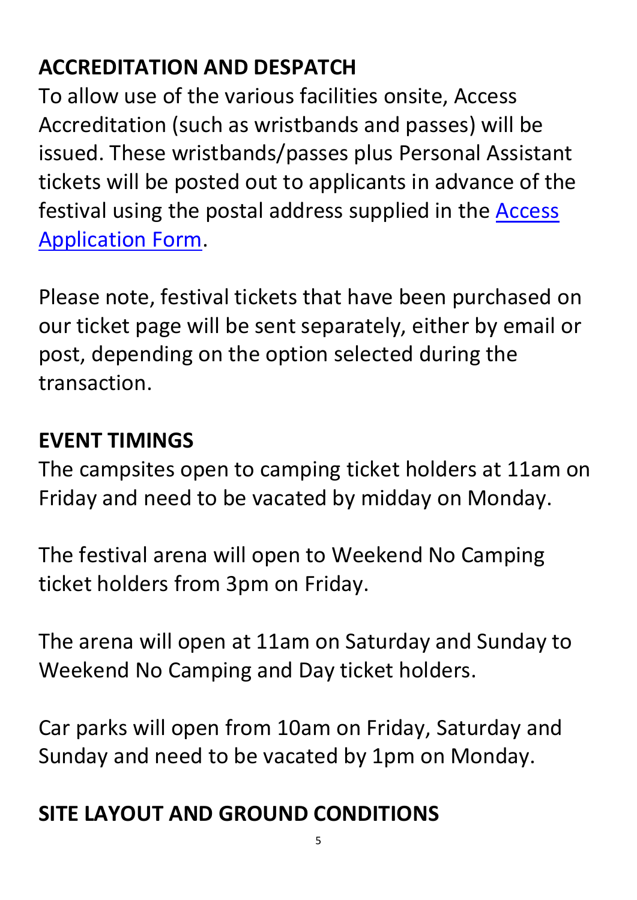## ACCREDITATION AND DESPATCH

To allow use of the various facilities onsite, Access Accreditation (such as wristbands and passes) will be issued. These wristbands/passes plus Personal Assistant tickets will be posted out to applicants in advance of the festival using the postal address supplied in the Access Application Form.

Please note, festival tickets that have been purchased on our ticket page will be sent separately, either by email or post, depending on the option selected during the transaction.

## EVENT TIMINGS

The campsites open to camping ticket holders at 11am on Friday and need to be vacated by midday on Monday.

The festival arena will open to Weekend No Camping ticket holders from 3pm on Friday.

The arena will open at 11am on Saturday and Sunday to Weekend No Camping and Day ticket holders.

Car parks will open from 10am on Friday, Saturday and Sunday and need to be vacated by 1pm on Monday.

## SITE LAYOUT AND GROUND CONDITIONS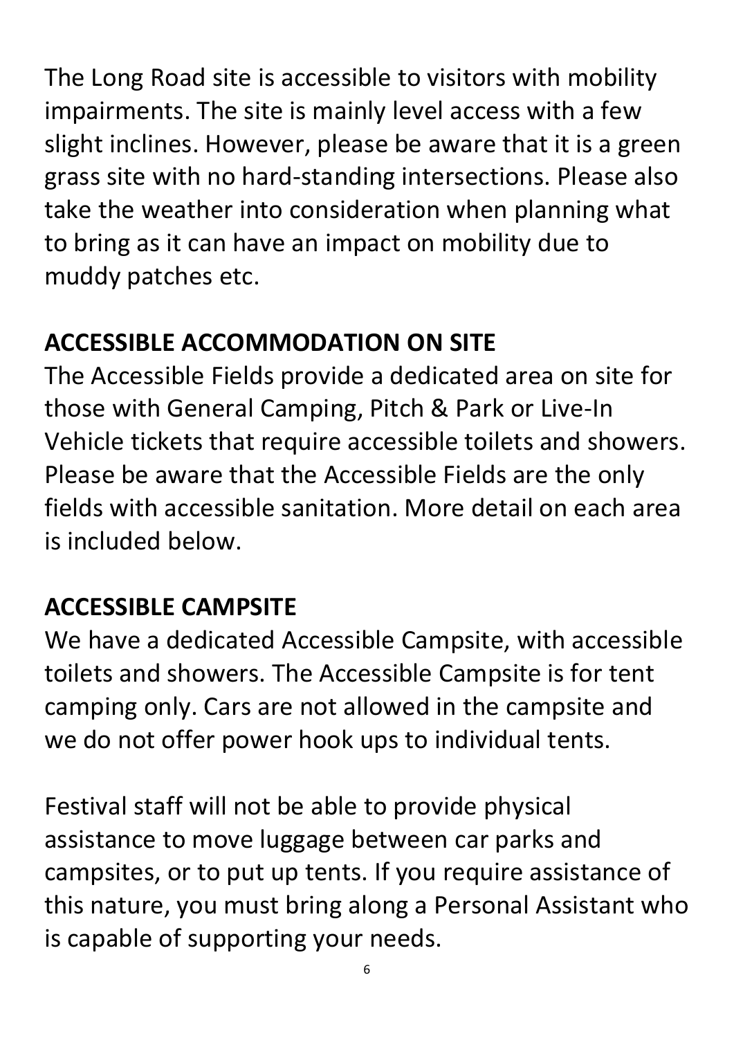The Long Road site is accessible to visitors with mobility impairments. The site is mainly level access with a few slight inclines. However, please be aware that it is a green grass site with no hard-standing intersections. Please also take the weather into consideration when planning what to bring as it can have an impact on mobility due to muddy patches etc.

## ACCESSIBLE ACCOMMODATION ON SITE

The Accessible Fields provide a dedicated area on site for those with General Camping, Pitch & Park or Live-In Vehicle tickets that require accessible toilets and showers. Please be aware that the Accessible Fields are the only fields with accessible sanitation. More detail on each area is included below.

## ACCESSIBLE CAMPSITE

We have a dedicated Accessible Campsite, with accessible toilets and showers. The Accessible Campsite is for tent camping only. Cars are not allowed in the campsite and we do not offer power hook ups to individual tents.

Festival staff will not be able to provide physical assistance to move luggage between car parks and campsites, or to put up tents. If you require assistance of this nature, you must bring along a Personal Assistant who is capable of supporting your needs.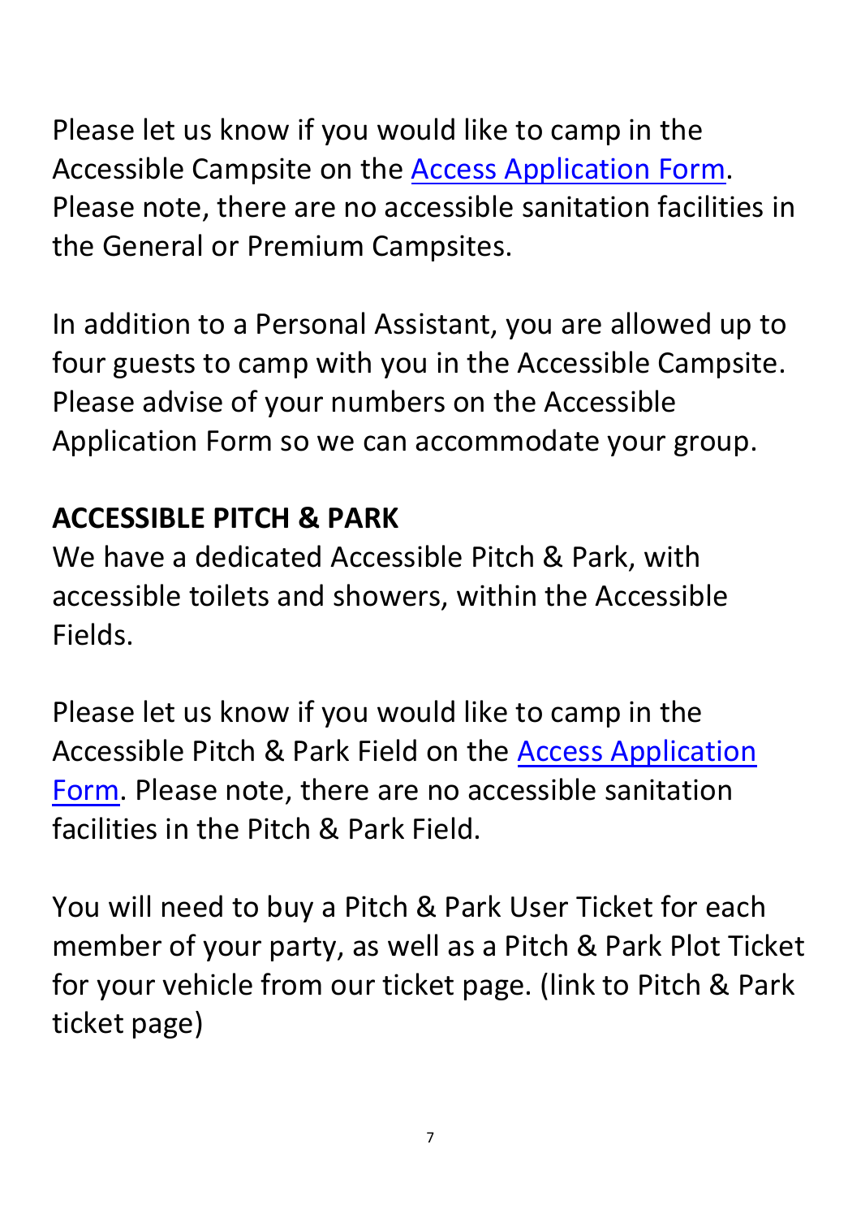Please let us know if you would like to camp in the Accessible Campsite on the Access Application Form. Please note, there are no accessible sanitation facilities in the General or Premium Campsites.

In addition to a Personal Assistant, you are allowed up to four guests to camp with you in the Accessible Campsite. Please advise of your numbers on the Accessible Application Form so we can accommodate your group.

## ACCESSIBLE PITCH & PARK

We have a dedicated Accessible Pitch & Park, with accessible toilets and showers, within the Accessible Fields.

Please let us know if you would like to camp in the Accessible Pitch & Park Field on the Access Application Form. Please note, there are no accessible sanitation facilities in the Pitch & Park Field.

You will need to buy a Pitch & Park User Ticket for each member of your party, as well as a Pitch & Park Plot Ticket for your vehicle from our ticket page. (link to Pitch & Park ticket page)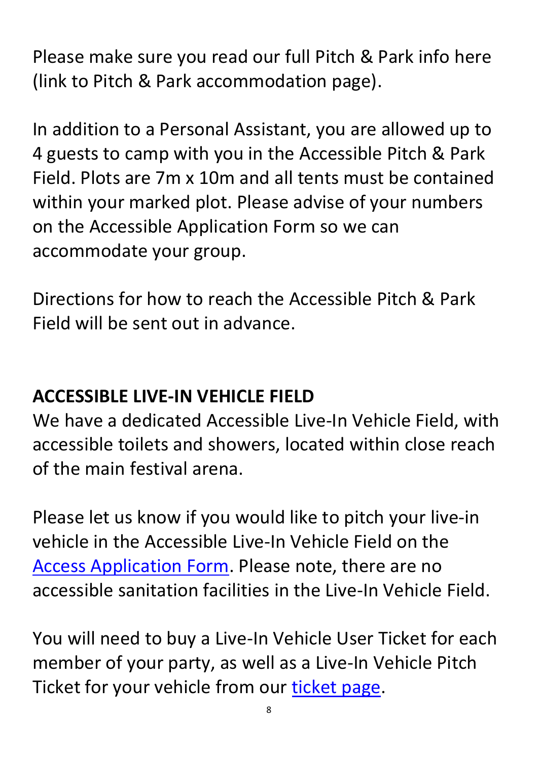Please make sure you read our full Pitch & Park info here (link to Pitch & Park accommodation page).

In addition to a Personal Assistant, you are allowed up to 4 guests to camp with you in the Accessible Pitch & Park Field. Plots are 7m x 10m and all tents must be contained within your marked plot. Please advise of your numbers on the Accessible Application Form so we can accommodate your group.

Directions for how to reach the Accessible Pitch & Park Field will be sent out in advance.

## ACCESSIBLE LIVE-IN VEHICLE FIELD

We have a dedicated Accessible Live-In Vehicle Field, with accessible toilets and showers, located within close reach of the main festival arena.

Please let us know if you would like to pitch your live-in vehicle in the Accessible Live-In Vehicle Field on the Access Application Form. Please note, there are no accessible sanitation facilities in the Live-In Vehicle Field.

You will need to buy a Live-In Vehicle User Ticket for each member of your party, as well as a Live-In Vehicle Pitch Ticket for your vehicle from our ticket page.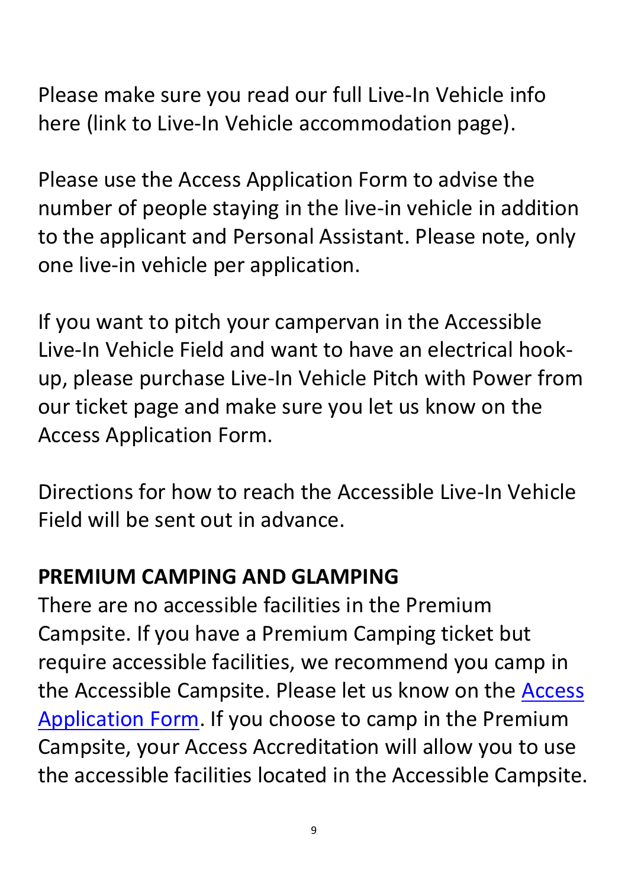Please make sure you read our full Live-In Vehicle info here (link to Live-In Vehicle accommodation page).

Please use the Access Application Form to advise the number of people staying in the live-in vehicle in addition to the applicant and Personal Assistant. Please note, only one live-in vehicle per application.

If you want to pitch your campervan in the Accessible Live-In Vehicle Field and want to have an electrical hook-up, please purchase Live-In Vehicle Pitch with Power from our ticket page and make sure you let us know on the Access Application Form.

Directions for how to reach the Accessible Live-In Vehicle Field will be sent out in advance.

## PREMIUM CAMPING AND GLAMPING

There are no accessible facilities in the Premium Campsite. If you have a Premium Camping ticket but require accessible facilities, we recommend you camp in the Accessible Campsite. Please let us know on the Access Application Form. If you choose to camp in the Premium Campsite, your Access Accreditation will allow you to use the accessible facilities located in the Accessible Campsite.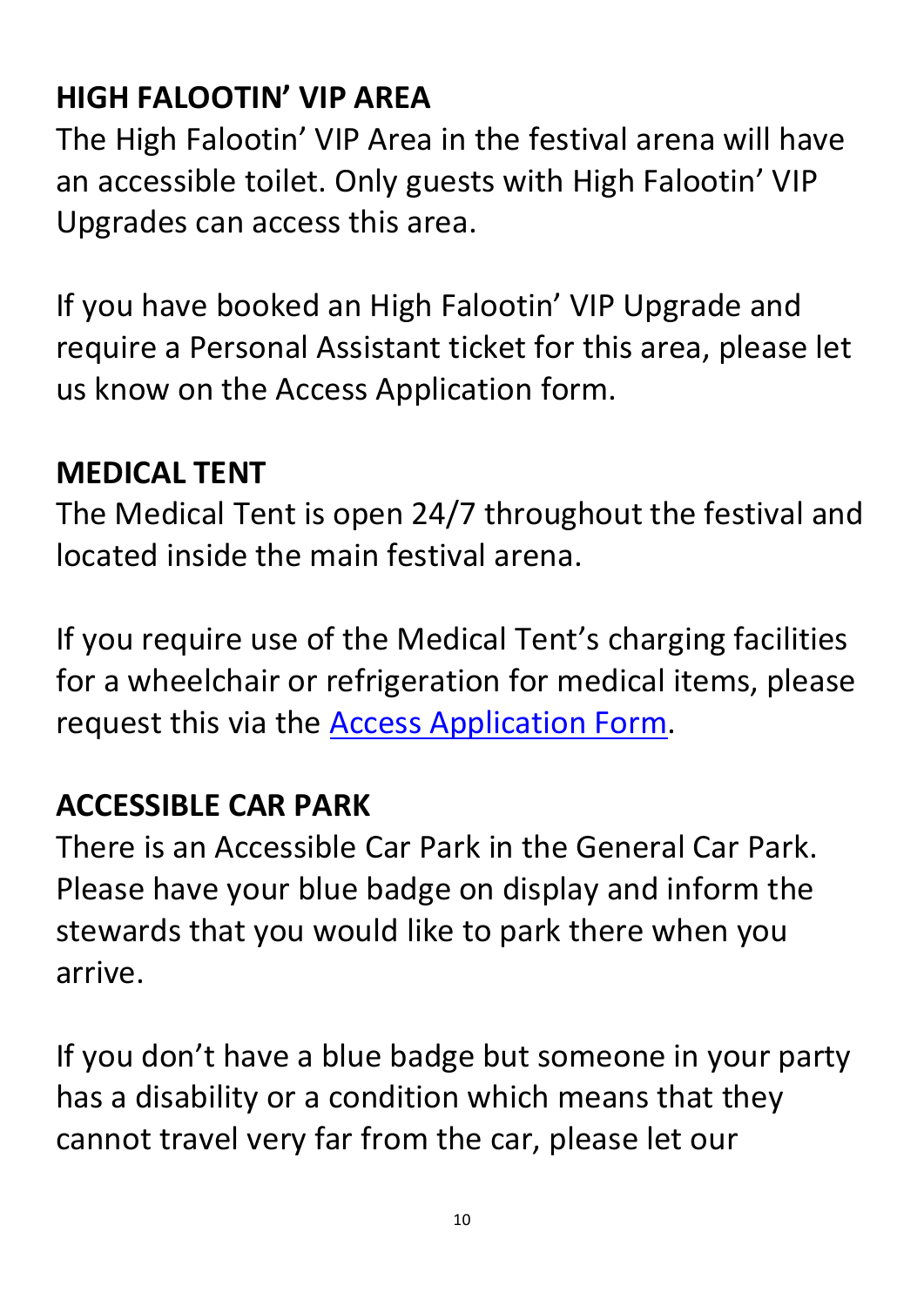## HIGH FALOOTIN' VIP AREA

The High Falootin' VIP Area in the festival arena will have an accessible toilet. Only guests with High Falootin' VIP Upgrades can access this area.

If you have booked an High Falootin' VIP Upgrade and require a Personal Assistant ticket for this area, please let us know on the Access Application form.

## MEDICAL TENT

The Medical Tent is open 24/7 throughout the festival and located inside the main festival arena.

If you require use of the Medical Tent's charging facilities for a wheelchair or refrigeration for medical items, please request this via the Access Application Form.

## ACCESSIBLE CAR PARK

There is an Accessible Car Park in the General Car Park. Please have your blue badge on display and inform the stewards that you would like to park there when you arrive.

If you don't have a blue badge but someone in your party has a disability or a condition which means that they cannot travel very far from the car, please let our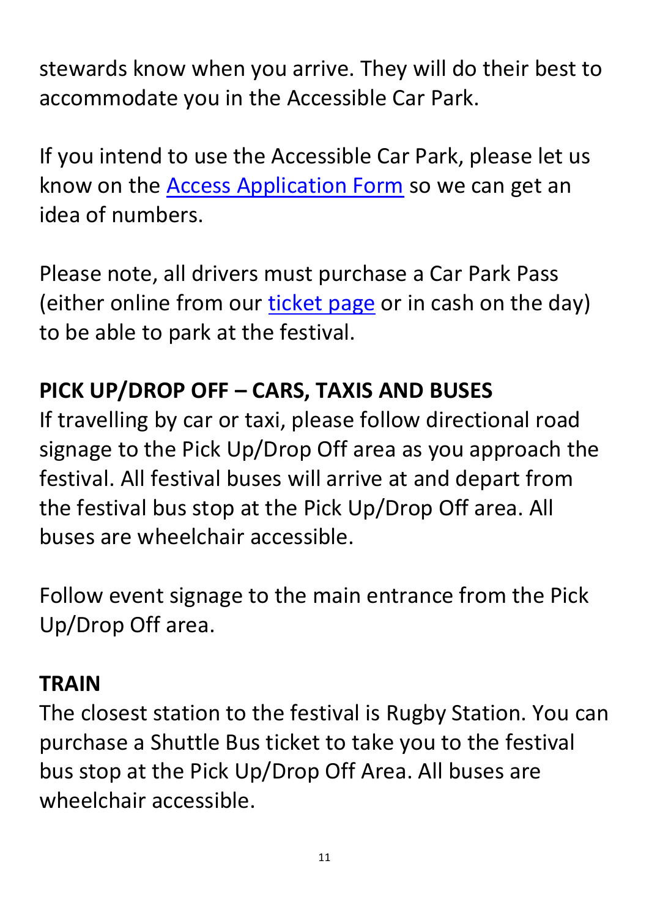stewards know when you arrive. They will do their best to accommodate you in the Accessible Car Park.

If you intend to use the Accessible Car Park, please let us know on the [Access Application Form] so we can get an idea of numbers.

Please note, all drivers must purchase a Car Park Pass (either online from our [ticket page] or in cash on the day) to be able to park at the festival.

## PICK UP/DROP OFF – CARS, TAXIS AND BUSES

If travelling by car or taxi, please follow directional road signage to the Pick Up/Drop Off area as you approach the festival. All festival buses will arrive at and depart from the festival bus stop at the Pick Up/Drop Off area. All buses are wheelchair accessible.

Follow event signage to the main entrance from the Pick Up/Drop Off area.

## TRAIN

The closest station to the festival is Rugby Station. You can purchase a Shuttle Bus ticket to take you to the festival bus stop at the Pick Up/Drop Off Area. All buses are wheelchair accessible.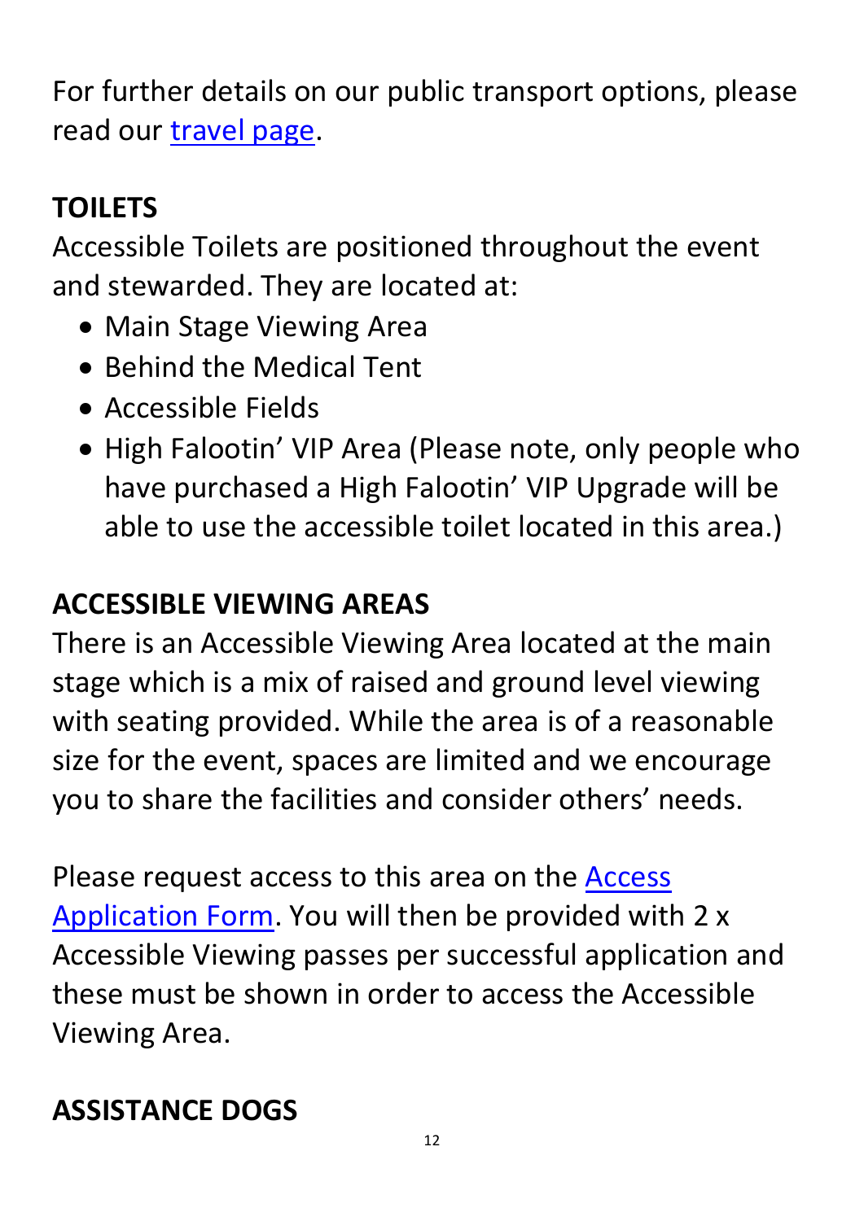For further details on our public transport options, please read our [travel page](#).

## TOILETS

Accessible Toilets are positioned throughout the event and stewarded. They are located at:

- Main Stage Viewing Area
- Behind the Medical Tent
- Accessible Fields
- High Falootin' VIP Area (Please note, only people who have purchased a High Falootin' VIP Upgrade will be able to use the accessible toilet located in this area.)

## ACCESSIBLE VIEWING AREAS

There is an Accessible Viewing Area located at the main stage which is a mix of raised and ground level viewing with seating provided. While the area is of a reasonable size for the event, spaces are limited and we encourage you to share the facilities and consider others' needs.

Please request access to this area on the [Access Application Form](#). You will then be provided with 2 x Accessible Viewing passes per successful application and these must be shown in order to access the Accessible Viewing Area.

## ASSISTANCE DOGS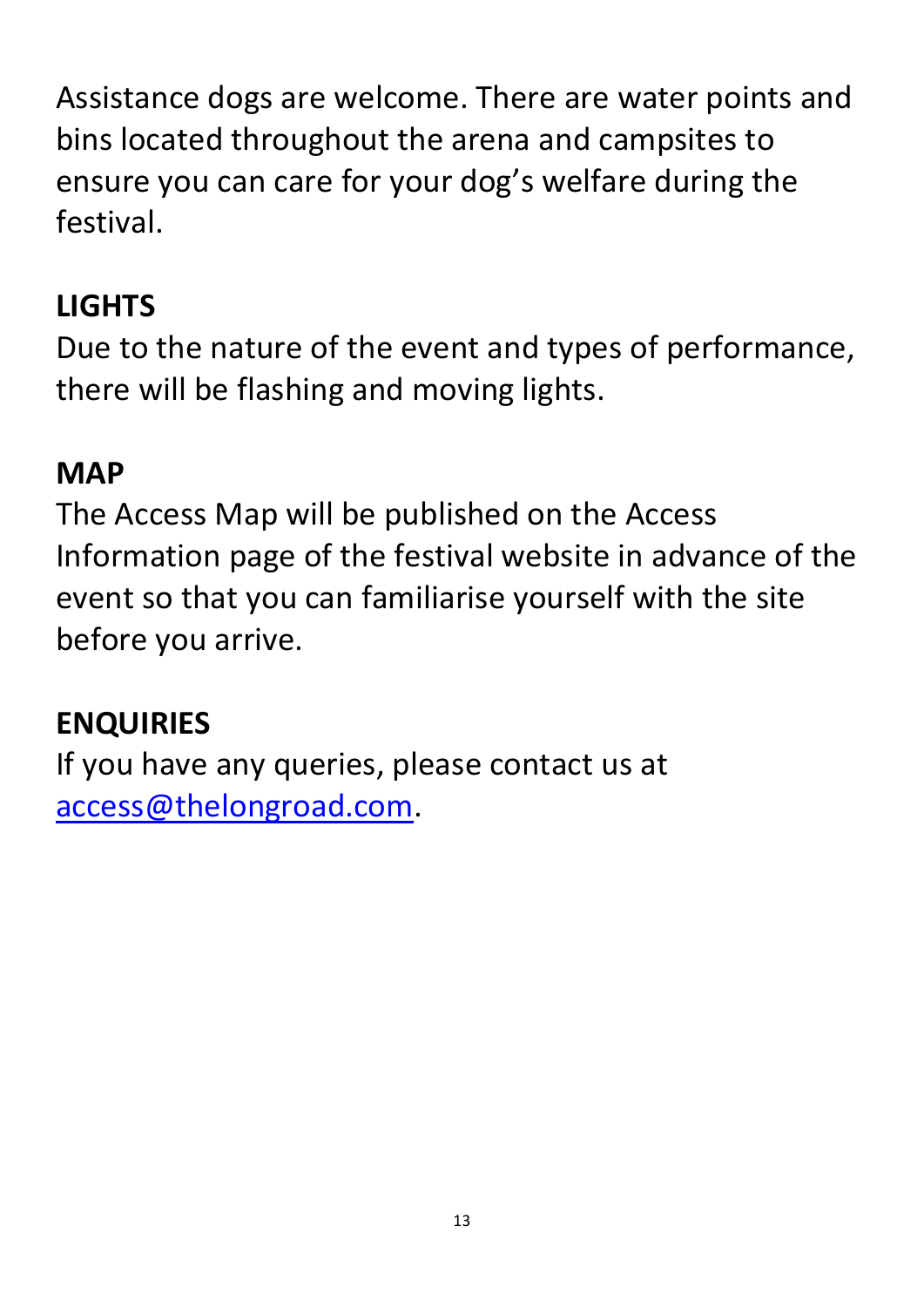Assistance dogs are welcome. There are water points and bins located throughout the arena and campsites to ensure you can care for your dog's welfare during the festival.

## LIGHTS

Due to the nature of the event and types of performance, there will be flashing and moving lights.

## MAP

The Access Map will be published on the Access Information page of the festival website in advance of the event so that you can familiarise yourself with the site before you arrive.

## ENQUIRIES

If you have any queries, please contact us at access@thelongroad.com.